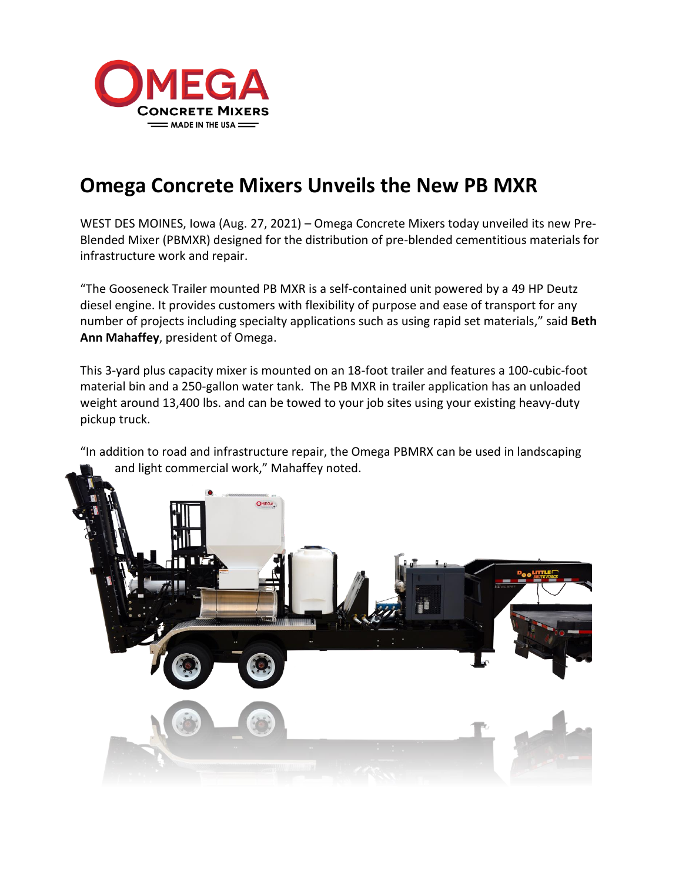# Omega Concrete Mixers Unveils the New PB MXR

WEST DES MOINES, Iowa (Aug. 27, 2021) – Omega Concrete Mixers today unveiled its new Pre-Blended Mixer (PBMXR) designed for the distribution of pre-blended cementitious materials for infrastructure work and repair.

"The Gooseneck Trailer mounted PB MXR is a self-contained unit powered by a 49 HP Deutz diesel engine. It provides customers with flexibility of purpose and ease of transport for any number of projects including specialty applications such as using rapid set materials," said **Beth Ann Mahaffey**, president of Omega.

This 3-yard plus capacity mixer is mounted on an 18-foot trailer and features a 100-cubic-foot material bin and a 250-gallon water tank. The PB MXR in trailer application has an unloaded weight around 13,400 lbs. and can be towed to your job sites using your existing heavy-duty pickup truck.

"In addition to road and infrastructure repair, the Omega PBMRX can be used in landscaping and light commercial work," Mahaffey noted.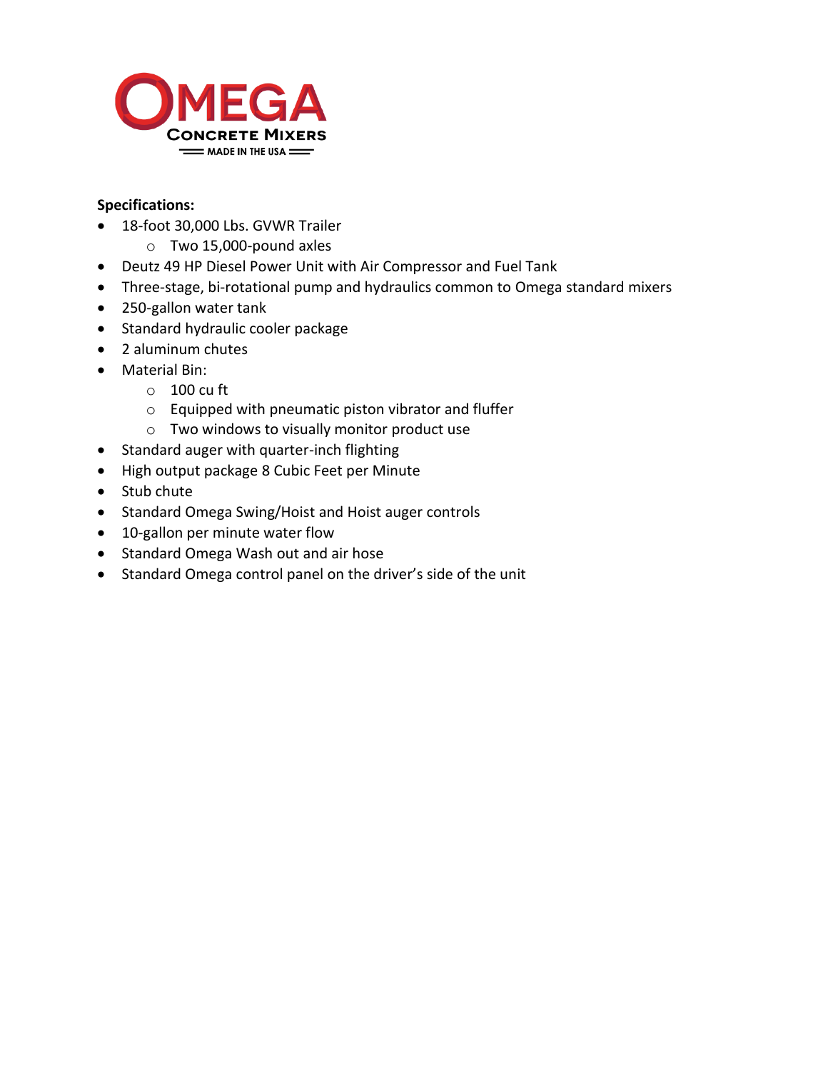**Specifications:**

- 18-foot 30,000 Lbs. GVWR Trailer
  - Two 15,000-pound axles
- Deutz 49 HP Diesel Power Unit with Air Compressor and Fuel Tank
- Three-stage, bi-rotational pump and hydraulics common to Omega standard mixers
- 250-gallon water tank
- Standard hydraulic cooler package
- 2 aluminum chutes
- Material Bin:
  - 100 cu ft
  - Equipped with pneumatic piston vibrator and fluffer
  - Two windows to visually monitor product use
- Standard auger with quarter-inch flighting
- High output package 8 Cubic Feet per Minute
- Stub chute
- Standard Omega Swing/Hoist and Hoist auger controls
- 10-gallon per minute water flow
- Standard Omega Wash out and air hose
- Standard Omega control panel on the driver's side of the unit